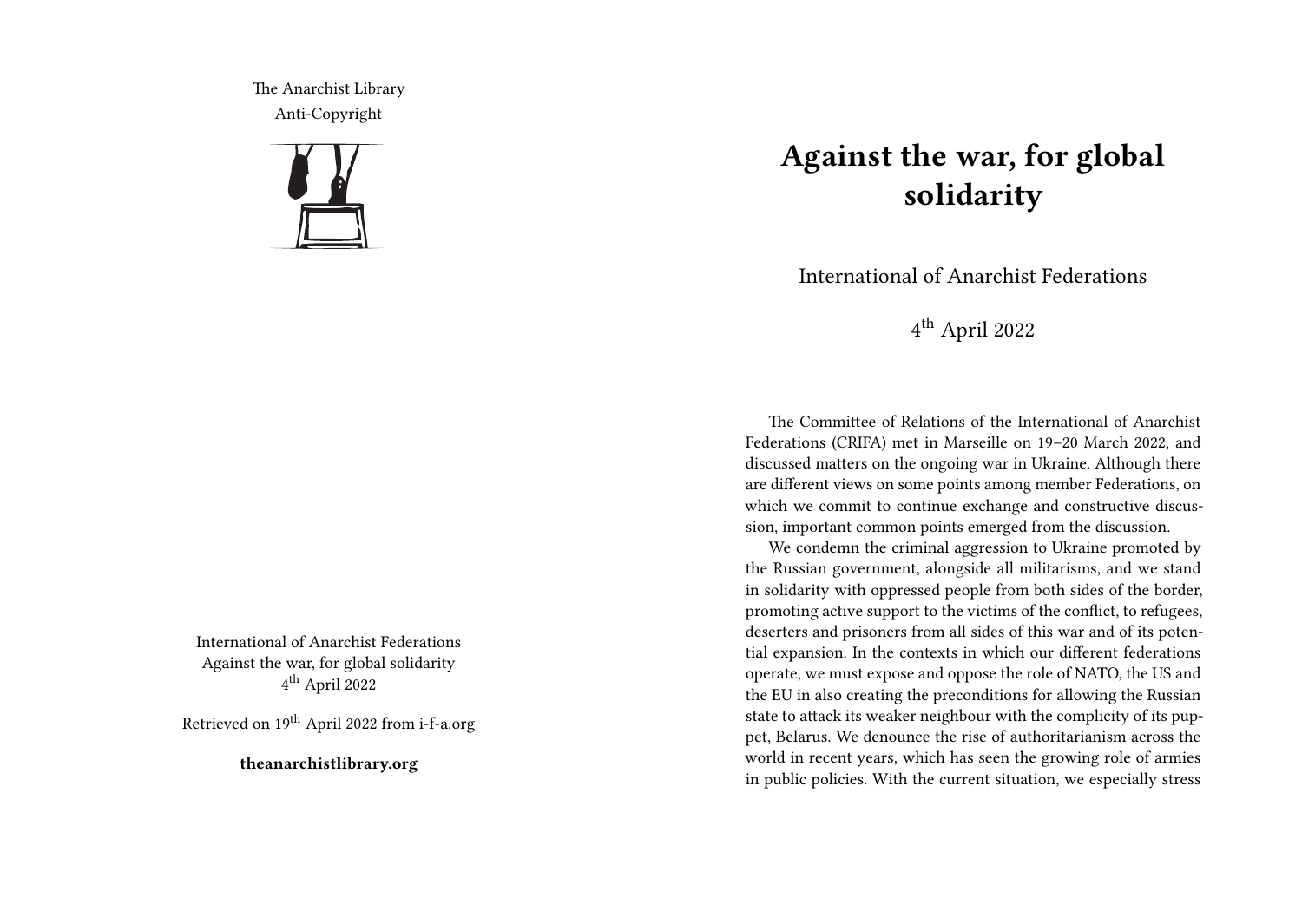The Anarchist Library
Anti-Copyright

International of Anarchist Federations
Against the war, for global solidarity
4th April 2022

Retrieved on 19th April 2022 from i-f-a.org

**theanarchistlibrary.org**

# Against the war, for global solidarity

International of Anarchist Federations

4th April 2022

The Committee of Relations of the International of Anarchist Federations (CRIFA) met in Marseille on 19–20 March 2022, and discussed matters on the ongoing war in Ukraine. Although there are different views on some points among member Federations, on which we commit to continue exchange and constructive discussion, important common points emerged from the discussion.

We condemn the criminal aggression to Ukraine promoted by the Russian government, alongside all militarisms, and we stand in solidarity with oppressed people from both sides of the border, promoting active support to the victims of the conflict, to refugees, deserters and prisoners from all sides of this war and of its potential expansion. In the contexts in which our different federations operate, we must expose and oppose the role of NATO, the US and the EU in also creating the preconditions for allowing the Russian state to attack its weaker neighbour with the complicity of its puppet, Belarus. We denounce the rise of authoritarianism across the world in recent years, which has seen the growing role of armies in public policies. With the current situation, we especially stress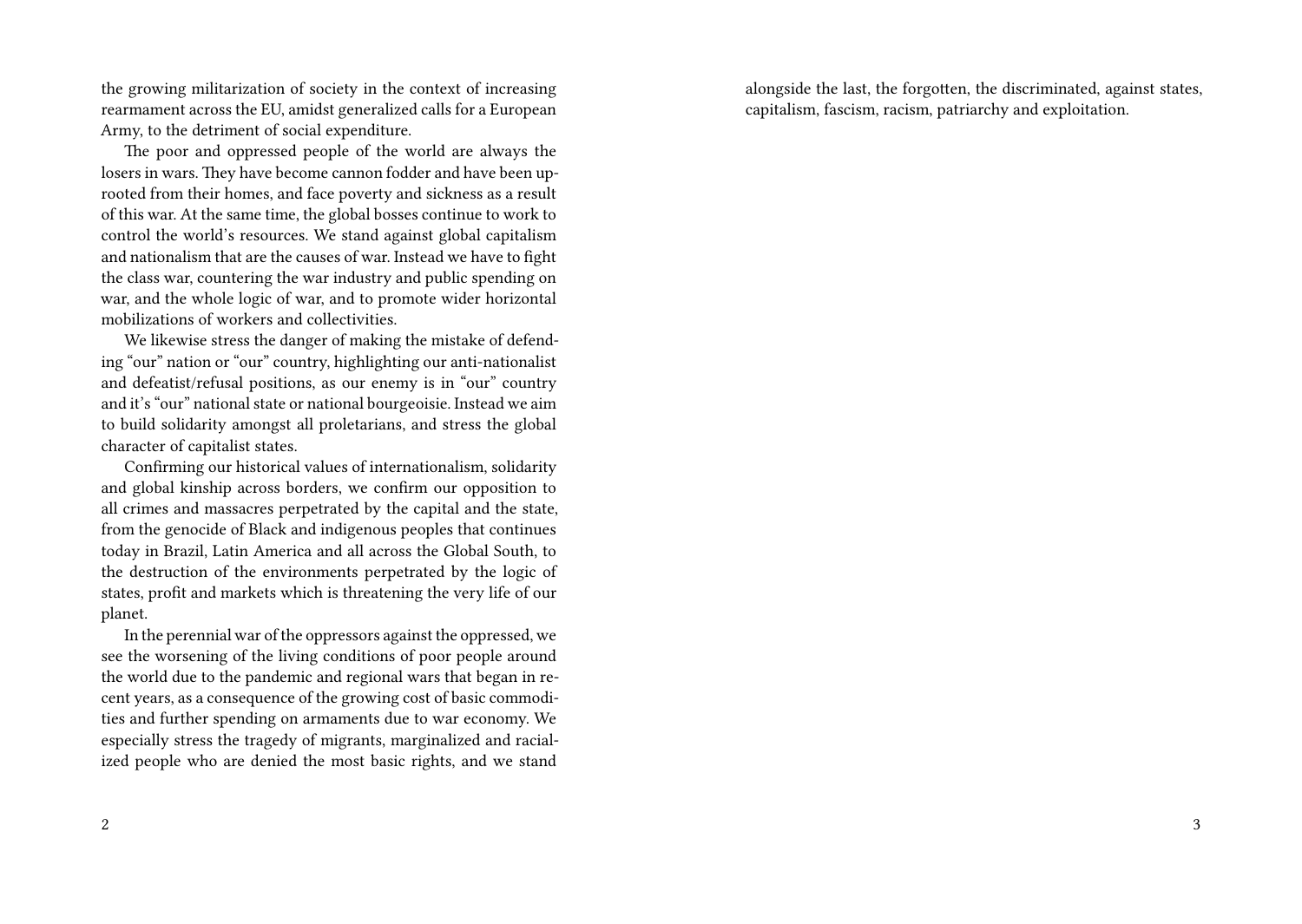the growing militarization of society in the context of increasing rearmament across the EU, amidst generalized calls for a European Army, to the detriment of social expenditure.

The poor and oppressed people of the world are always the losers in wars. They have become cannon fodder and have been uprooted from their homes, and face poverty and sickness as a result of this war. At the same time, the global bosses continue to work to control the world's resources. We stand against global capitalism and nationalism that are the causes of war. Instead we have to fight the class war, countering the war industry and public spending on war, and the whole logic of war, and to promote wider horizontal mobilizations of workers and collectivities.

We likewise stress the danger of making the mistake of defending "our" nation or "our" country, highlighting our anti-nationalist and defeatist/refusal positions, as our enemy is in "our" country and it's "our" national state or national bourgeoisie. Instead we aim to build solidarity amongst all proletarians, and stress the global character of capitalist states.

Confirming our historical values of internationalism, solidarity and global kinship across borders, we confirm our opposition to all crimes and massacres perpetrated by the capital and the state, from the genocide of Black and indigenous peoples that continues today in Brazil, Latin America and all across the Global South, to the destruction of the environments perpetrated by the logic of states, profit and markets which is threatening the very life of our planet.

In the perennial war of the oppressors against the oppressed, we see the worsening of the living conditions of poor people around the world due to the pandemic and regional wars that began in recent years, as a consequence of the growing cost of basic commodities and further spending on armaments due to war economy. We especially stress the tragedy of migrants, marginalized and racialized people who are denied the most basic rights, and we stand alongside the last, the forgotten, the discriminated, against states, capitalism, fascism, racism, patriarchy and exploitation.